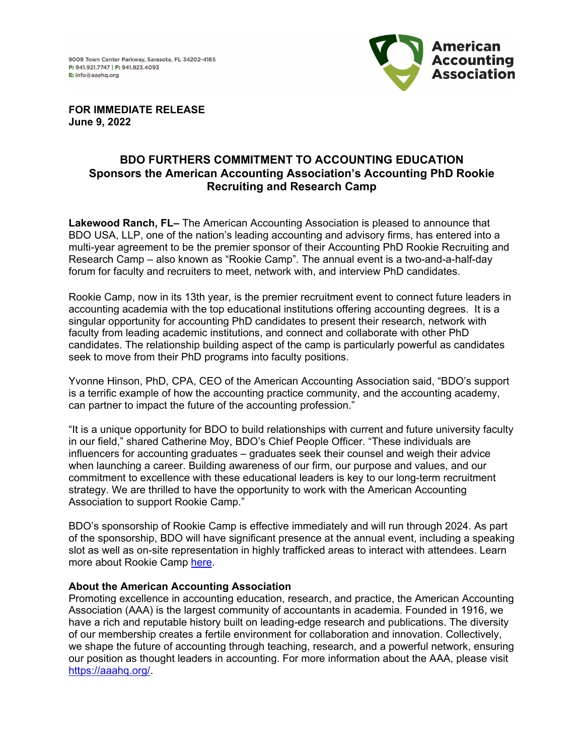9009 Town Center Parkway, Sarasota, FL 34202-4165
**P:** 941.921.7747 | **F:** 941.923.4093
**E:** info@aaahq.org

American Accounting Association

**FOR IMMEDIATE RELEASE**
**June 9, 2022**

# BDO FURTHERS COMMITMENT TO ACCOUNTING EDUCATION

## Sponsors the American Accounting Association's Accounting PhD Rookie Recruiting and Research Camp

**Lakewood Ranch, FL–** The American Accounting Association is pleased to announce that BDO USA, LLP, one of the nation's leading accounting and advisory firms, has entered into a multi-year agreement to be the premier sponsor of their Accounting PhD Rookie Recruiting and Research Camp – also known as "Rookie Camp". The annual event is a two-and-a-half-day forum for faculty and recruiters to meet, network with, and interview PhD candidates.

Rookie Camp, now in its 13th year, is the premier recruitment event to connect future leaders in accounting academia with the top educational institutions offering accounting degrees. It is a singular opportunity for accounting PhD candidates to present their research, network with faculty from leading academic institutions, and connect and collaborate with other PhD candidates. The relationship building aspect of the camp is particularly powerful as candidates seek to move from their PhD programs into faculty positions.

Yvonne Hinson, PhD, CPA, CEO of the American Accounting Association said, "BDO's support is a terrific example of how the accounting practice community, and the accounting academy, can partner to impact the future of the accounting profession."

"It is a unique opportunity for BDO to build relationships with current and future university faculty in our field," shared Catherine Moy, BDO's Chief People Officer. "These individuals are influencers for accounting graduates – graduates seek their counsel and weigh their advice when launching a career. Building awareness of our firm, our purpose and values, and our commitment to excellence with these educational leaders is key to our long-term recruitment strategy. We are thrilled to have the opportunity to work with the American Accounting Association to support Rookie Camp."

BDO's sponsorship of Rookie Camp is effective immediately and will run through 2024. As part of the sponsorship, BDO will have significant presence at the annual event, including a speaking slot as well as on-site representation in highly trafficked areas to interact with attendees. Learn more about Rookie Camp here.

**About the American Accounting Association**
Promoting excellence in accounting education, research, and practice, the American Accounting Association (AAA) is the largest community of accountants in academia. Founded in 1916, we have a rich and reputable history built on leading-edge research and publications. The diversity of our membership creates a fertile environment for collaboration and innovation. Collectively, we shape the future of accounting through teaching, research, and a powerful network, ensuring our position as thought leaders in accounting. For more information about the AAA, please visit https://aaahq.org/.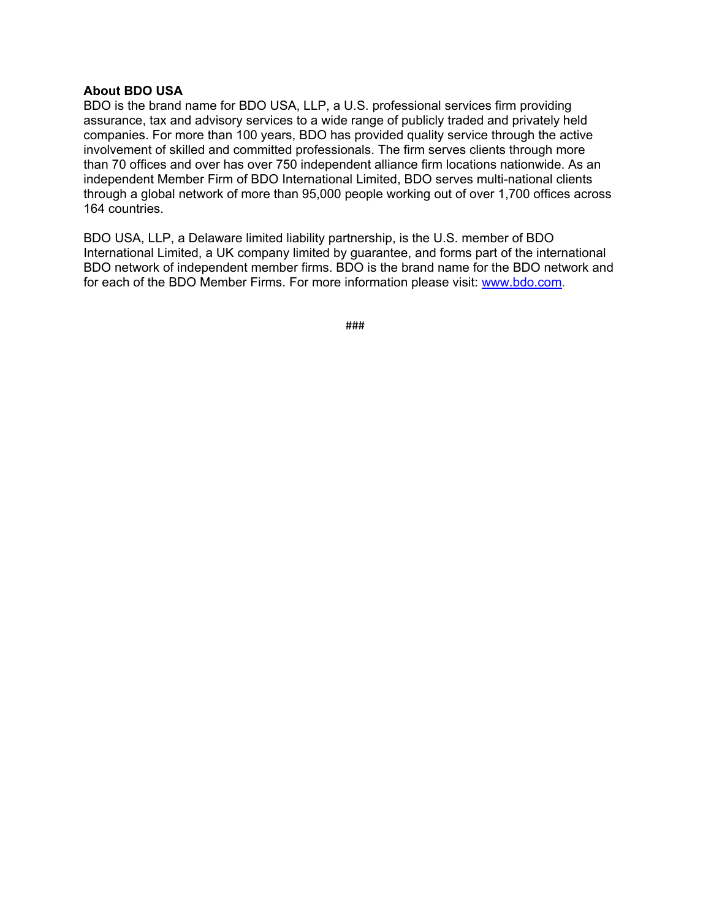**About BDO USA**

BDO is the brand name for BDO USA, LLP, a U.S. professional services firm providing assurance, tax and advisory services to a wide range of publicly traded and privately held companies. For more than 100 years, BDO has provided quality service through the active involvement of skilled and committed professionals. The firm serves clients through more than 70 offices and over has over 750 independent alliance firm locations nationwide. As an independent Member Firm of BDO International Limited, BDO serves multi-national clients through a global network of more than 95,000 people working out of over 1,700 offices across 164 countries.

BDO USA, LLP, a Delaware limited liability partnership, is the U.S. member of BDO International Limited, a UK company limited by guarantee, and forms part of the international BDO network of independent member firms. BDO is the brand name for the BDO network and for each of the BDO Member Firms. For more information please visit: www.bdo.com.

###